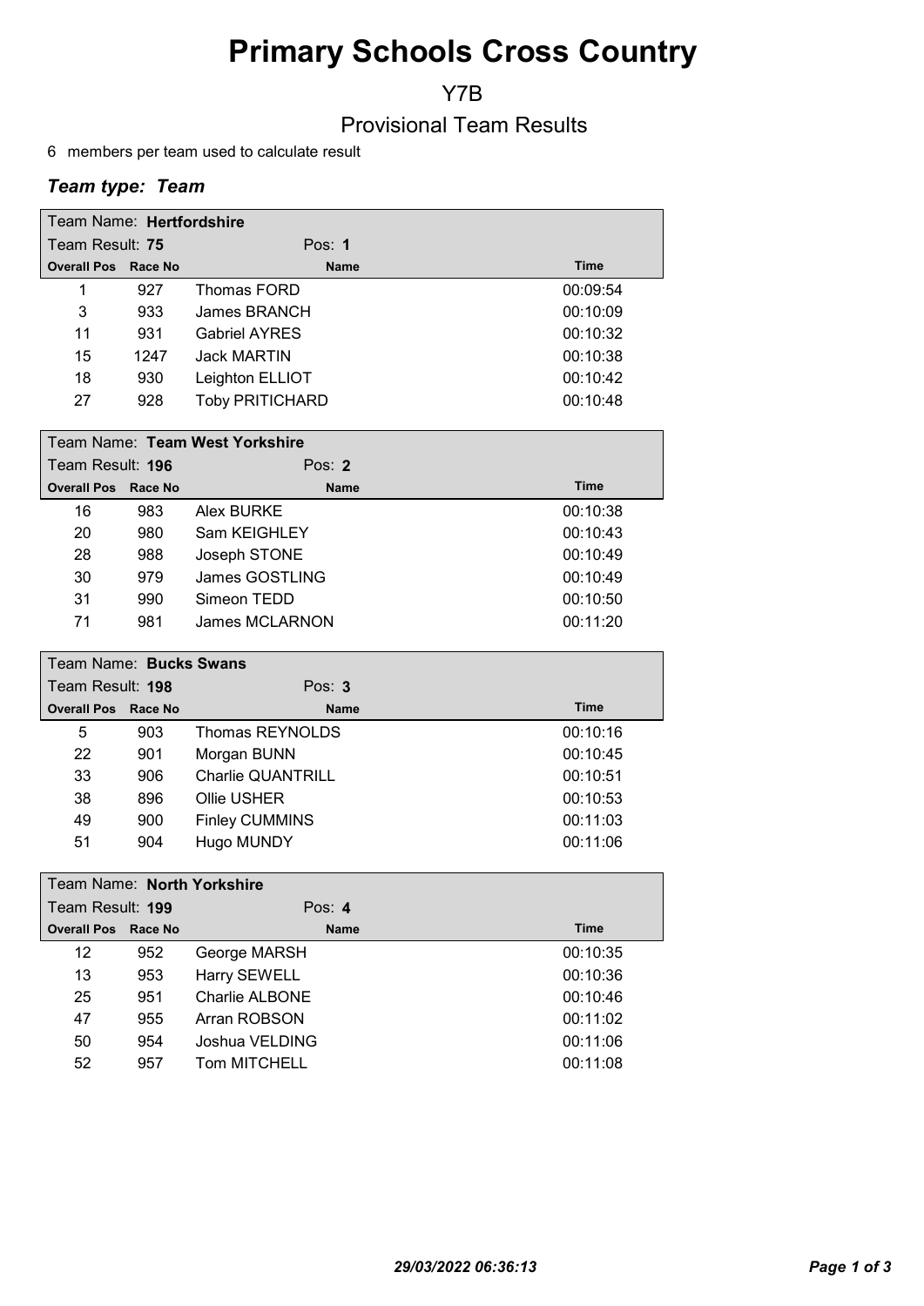# Primary Schools Cross Country

## Y7B

## Provisional Team Results

6 members per team used to calculate result

### *Team type: Team*

| Team Name: **Hertfordshire** | | | |
|---|---|---|---|
| Team Result: **75** | | Pos: **1** | |
| **Overall Pos** | **Race No** | **Name** | **Time** |
| 1 | 927 | Thomas FORD | 00:09:54 |
| 3 | 933 | James BRANCH | 00:10:09 |
| 11 | 931 | Gabriel AYRES | 00:10:32 |
| 15 | 1247 | Jack MARTIN | 00:10:38 |
| 18 | 930 | Leighton ELLIOT | 00:10:42 |
| 27 | 928 | Toby PRITICHARD | 00:10:48 |

| Team Name: **Team West Yorkshire** | | | |
|---|---|---|---|
| Team Result: **196** | | Pos: **2** | |
| **Overall Pos** | **Race No** | **Name** | **Time** |
| 16 | 983 | Alex BURKE | 00:10:38 |
| 20 | 980 | Sam KEIGHLEY | 00:10:43 |
| 28 | 988 | Joseph STONE | 00:10:49 |
| 30 | 979 | James GOSTLING | 00:10:49 |
| 31 | 990 | Simeon TEDD | 00:10:50 |
| 71 | 981 | James MCLARNON | 00:11:20 |

| Team Name: **Bucks Swans** | | | |
|---|---|---|---|
| Team Result: **198** | | Pos: **3** | |
| **Overall Pos** | **Race No** | **Name** | **Time** |
| 5 | 903 | Thomas REYNOLDS | 00:10:16 |
| 22 | 901 | Morgan BUNN | 00:10:45 |
| 33 | 906 | Charlie QUANTRILL | 00:10:51 |
| 38 | 896 | Ollie USHER | 00:10:53 |
| 49 | 900 | Finley CUMMINS | 00:11:03 |
| 51 | 904 | Hugo MUNDY | 00:11:06 |

| Team Name: **North Yorkshire** | | | |
|---|---|---|---|
| Team Result: **199** | | Pos: **4** | |
| **Overall Pos** | **Race No** | **Name** | **Time** |
| 12 | 952 | George MARSH | 00:10:35 |
| 13 | 953 | Harry SEWELL | 00:10:36 |
| 25 | 951 | Charlie ALBONE | 00:10:46 |
| 47 | 955 | Arran ROBSON | 00:11:02 |
| 50 | 954 | Joshua VELDING | 00:11:06 |
| 52 | 957 | Tom MITCHELL | 00:11:08 |

*29/03/2022 06:36:13*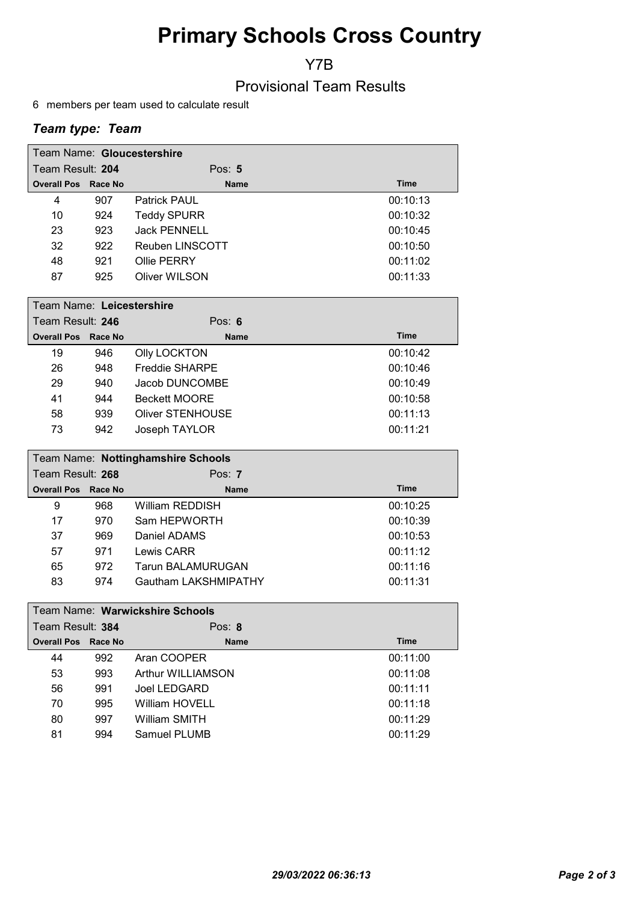# Primary Schools Cross Country

Y7B

Provisional Team Results

6 members per team used to calculate result

### *Team type: Team*

| Team Name: **Gloucestershire** | | | |
|---|---|---|---|
| Team Result: **204** | | Pos: **5** | |
| **Overall Pos** | **Race No** | **Name** | **Time** |
| 4 | 907 | Patrick PAUL | 00:10:13 |
| 10 | 924 | Teddy SPURR | 00:10:32 |
| 23 | 923 | Jack PENNELL | 00:10:45 |
| 32 | 922 | Reuben LINSCOTT | 00:10:50 |
| 48 | 921 | Ollie PERRY | 00:11:02 |
| 87 | 925 | Oliver WILSON | 00:11:33 |

| Team Name: **Leicestershire** | | | |
|---|---|---|---|
| Team Result: **246** | | Pos: **6** | |
| **Overall Pos** | **Race No** | **Name** | **Time** |
| 19 | 946 | Olly LOCKTON | 00:10:42 |
| 26 | 948 | Freddie SHARPE | 00:10:46 |
| 29 | 940 | Jacob DUNCOMBE | 00:10:49 |
| 41 | 944 | Beckett MOORE | 00:10:58 |
| 58 | 939 | Oliver STENHOUSE | 00:11:13 |
| 73 | 942 | Joseph TAYLOR | 00:11:21 |

| Team Name: **Nottinghamshire Schools** | | | |
|---|---|---|---|
| Team Result: **268** | | Pos: **7** | |
| **Overall Pos** | **Race No** | **Name** | **Time** |
| 9 | 968 | William REDDISH | 00:10:25 |
| 17 | 970 | Sam HEPWORTH | 00:10:39 |
| 37 | 969 | Daniel ADAMS | 00:10:53 |
| 57 | 971 | Lewis CARR | 00:11:12 |
| 65 | 972 | Tarun BALAMURUGAN | 00:11:16 |
| 83 | 974 | Gautham LAKSHMIPATHY | 00:11:31 |

| Team Name: **Warwickshire Schools** | | | |
|---|---|---|---|
| Team Result: **384** | | Pos: **8** | |
| **Overall Pos** | **Race No** | **Name** | **Time** |
| 44 | 992 | Aran COOPER | 00:11:00 |
| 53 | 993 | Arthur WILLIAMSON | 00:11:08 |
| 56 | 991 | Joel LEDGARD | 00:11:11 |
| 70 | 995 | William HOVELL | 00:11:18 |
| 80 | 997 | William SMITH | 00:11:29 |
| 81 | 994 | Samuel PLUMB | 00:11:29 |

*29/03/2022 06:36:13*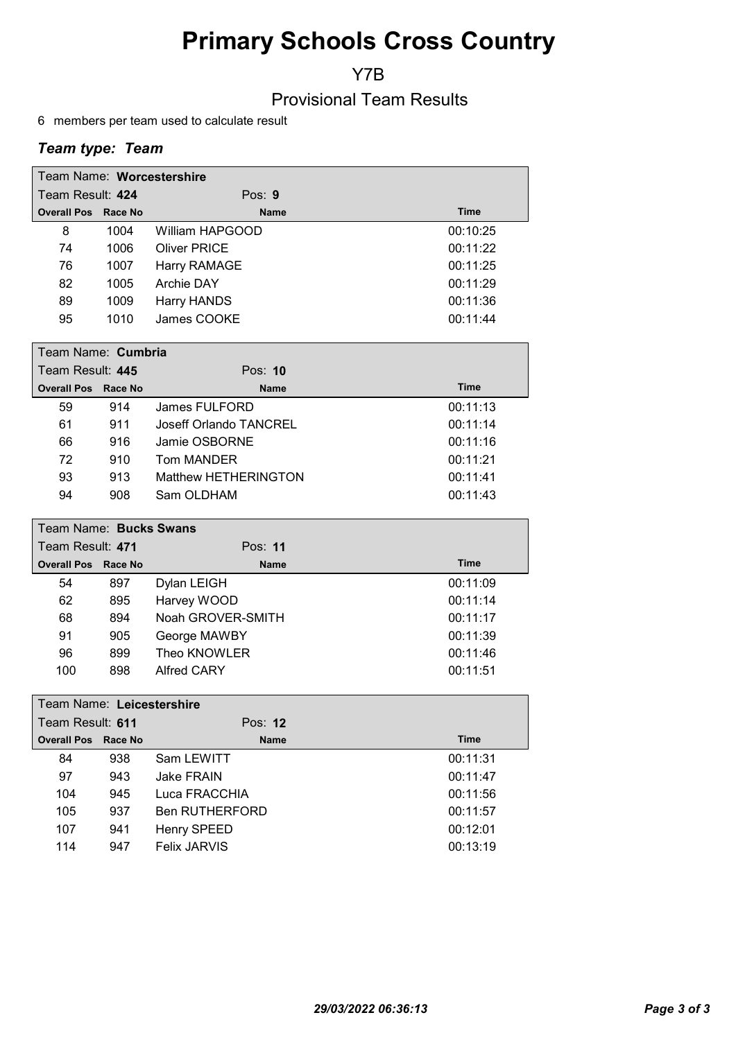# Primary Schools Cross Country

## Y7B

## Provisional Team Results

6 members per team used to calculate result

### *Team type: Team*

| Team Name: **Worcestershire** | | | |
|---|---|---|---|
| Team Result: **424** | | Pos: **9** | |
| **Overall Pos** | **Race No** | **Name** | **Time** |
| 8 | 1004 | William HAPGOOD | 00:10:25 |
| 74 | 1006 | Oliver PRICE | 00:11:22 |
| 76 | 1007 | Harry RAMAGE | 00:11:25 |
| 82 | 1005 | Archie DAY | 00:11:29 |
| 89 | 1009 | Harry HANDS | 00:11:36 |
| 95 | 1010 | James COOKE | 00:11:44 |

| Team Name: **Cumbria** | | | |
|---|---|---|---|
| Team Result: **445** | | Pos: **10** | |
| **Overall Pos** | **Race No** | **Name** | **Time** |
| 59 | 914 | James FULFORD | 00:11:13 |
| 61 | 911 | Joseff Orlando TANCREL | 00:11:14 |
| 66 | 916 | Jamie OSBORNE | 00:11:16 |
| 72 | 910 | Tom MANDER | 00:11:21 |
| 93 | 913 | Matthew HETHERINGTON | 00:11:41 |
| 94 | 908 | Sam OLDHAM | 00:11:43 |

| Team Name: **Bucks Swans** | | | |
|---|---|---|---|
| Team Result: **471** | | Pos: **11** | |
| **Overall Pos** | **Race No** | **Name** | **Time** |
| 54 | 897 | Dylan LEIGH | 00:11:09 |
| 62 | 895 | Harvey WOOD | 00:11:14 |
| 68 | 894 | Noah GROVER-SMITH | 00:11:17 |
| 91 | 905 | George MAWBY | 00:11:39 |
| 96 | 899 | Theo KNOWLER | 00:11:46 |
| 100 | 898 | Alfred CARY | 00:11:51 |

| Team Name: **Leicestershire** | | | |
|---|---|---|---|
| Team Result: **611** | | Pos: **12** | |
| **Overall Pos** | **Race No** | **Name** | **Time** |
| 84 | 938 | Sam LEWITT | 00:11:31 |
| 97 | 943 | Jake FRAIN | 00:11:47 |
| 104 | 945 | Luca FRACCHIA | 00:11:56 |
| 105 | 937 | Ben RUTHERFORD | 00:11:57 |
| 107 | 941 | Henry SPEED | 00:12:01 |
| 114 | 947 | Felix JARVIS | 00:13:19 |

*29/03/2022 06:36:13*